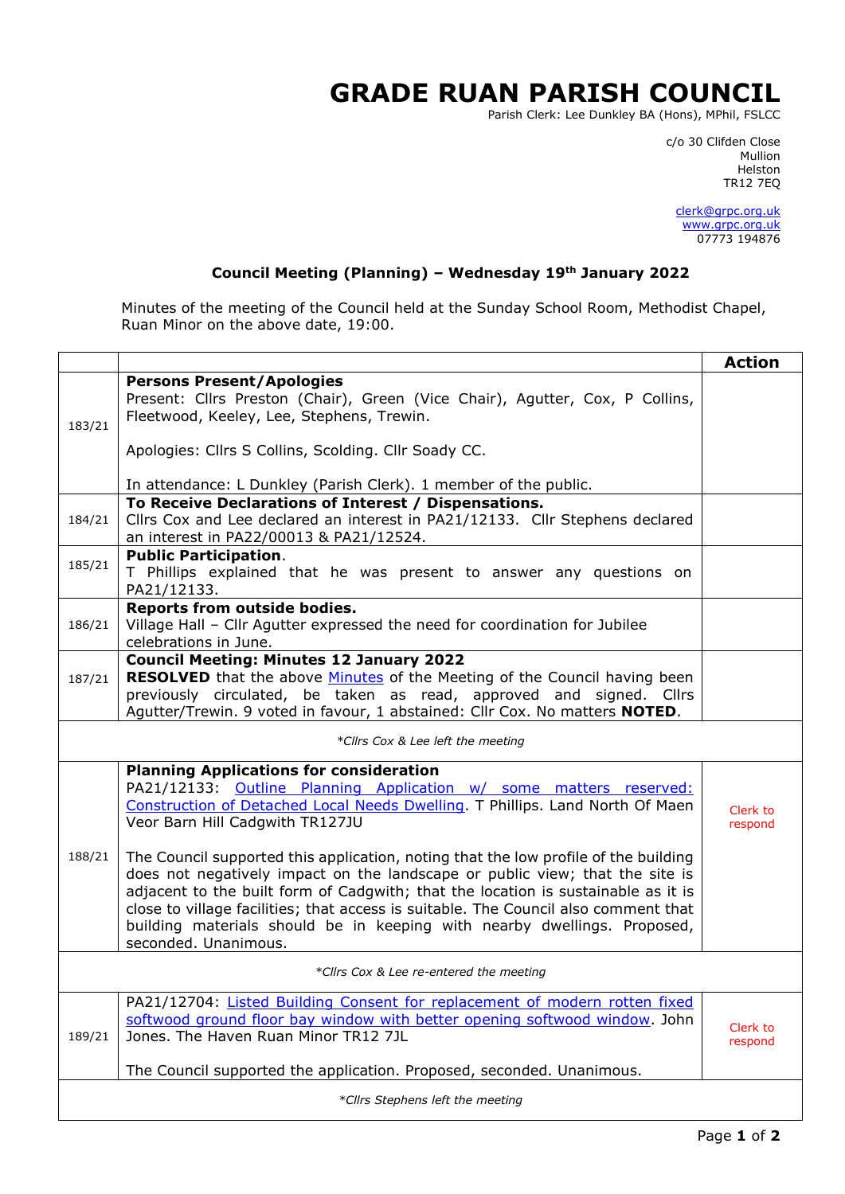# GRADE RUAN PARISH COUNCIL

Parish Clerk: Lee Dunkley BA (Hons), MPhil, FSLCC

c/o 30 Clifden Close
Mullion
Helston
TR12 7EQ

clerk@grpc.org.uk
www.grpc.org.uk
07773 194876

## Council Meeting (Planning) – Wednesday 19th January 2022

Minutes of the meeting of the Council held at the Sunday School Room, Methodist Chapel, Ruan Minor on the above date, 19:00.

| | | **Action** |
|---|---|---|
| 183/21 | **Persons Present/Apologies**<br>Present: Cllrs Preston (Chair), Green (Vice Chair), Agutter, Cox, P Collins, Fleetwood, Keeley, Lee, Stephens, Trewin.<br><br>Apologies: Cllrs S Collins, Scolding. Cllr Soady CC.<br><br>In attendance: L Dunkley (Parish Clerk). 1 member of the public. | |
| 184/21 | **To Receive Declarations of Interest / Dispensations.**<br>Cllrs Cox and Lee declared an interest in PA21/12133. Cllr Stephens declared an interest in PA22/00013 & PA21/12524. | |
| 185/21 | **Public Participation**.<br>T Phillips explained that he was present to answer any questions on PA21/12133. | |
| 186/21 | **Reports from outside bodies.**<br>Village Hall – Cllr Agutter expressed the need for coordination for Jubilee celebrations in June. | |
| 187/21 | **Council Meeting: Minutes 12 January 2022**<br>**RESOLVED** that the above Minutes of the Meeting of the Council having been previously circulated, be taken as read, approved and signed. Cllrs Agutter/Trewin. 9 voted in favour, 1 abstained: Cllr Cox. No matters **NOTED**. | |
| *Cllrs Cox & Lee left the meeting* | | |
| 188/21 | **Planning Applications for consideration**<br>PA21/12133: Outline Planning Application w/ some matters reserved: Construction of Detached Local Needs Dwelling. T Phillips. Land North Of Maen Veor Barn Hill Cadgwith TR127JU<br><br>The Council supported this application, noting that the low profile of the building does not negatively impact on the landscape or public view; that the site is adjacent to the built form of Cadgwith; that the location is sustainable as it is close to village facilities; that access is suitable. The Council also comment that building materials should be in keeping with nearby dwellings. Proposed, seconded. Unanimous. | Clerk to respond |
| *Cllrs Cox & Lee re-entered the meeting* | | |
| 189/21 | PA21/12704: Listed Building Consent for replacement of modern rotten fixed softwood ground floor bay window with better opening softwood window. John Jones. The Haven Ruan Minor TR12 7JL<br><br>The Council supported the application. Proposed, seconded. Unanimous. | Clerk to respond |
| *Cllrs Stephens left the meeting* | | |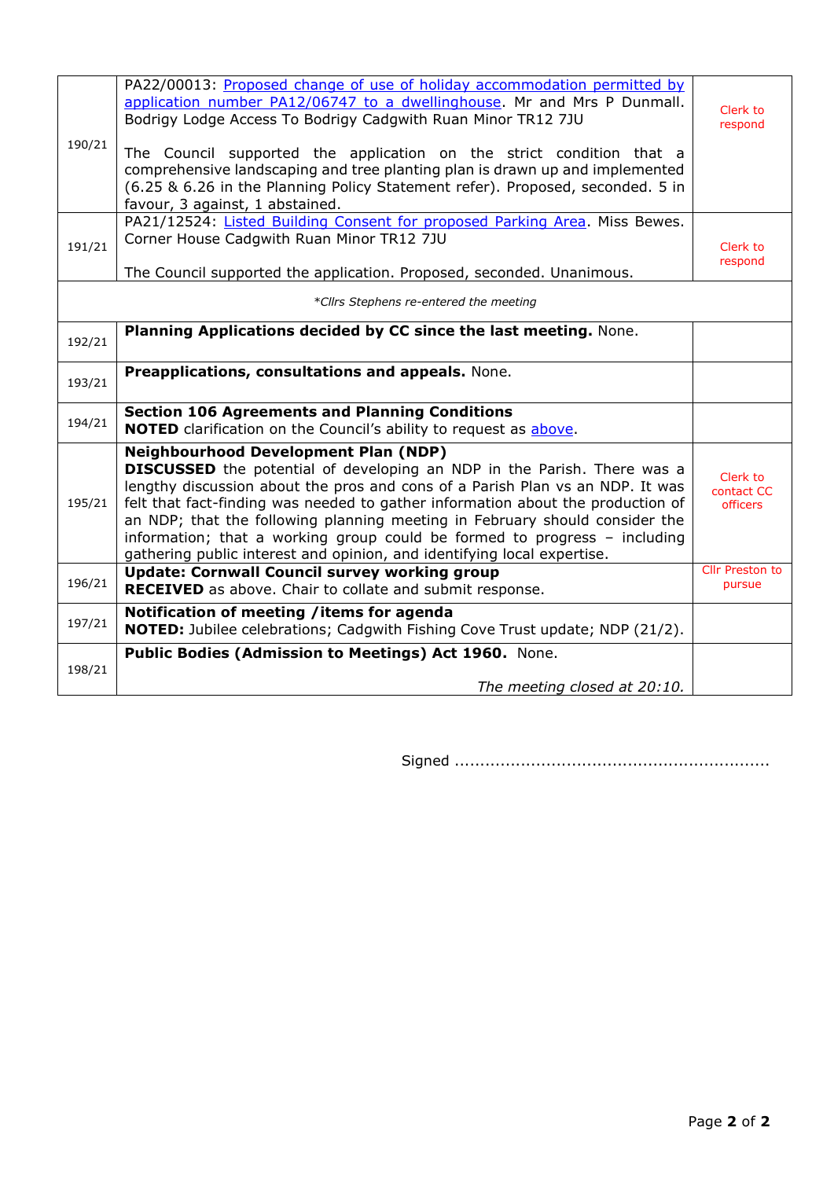| | | |
|---|---|---|
| 190/21 | PA22/00013: Proposed change of use of holiday accommodation permitted by application number PA12/06747 to a dwellinghouse. Mr and Mrs P Dunmall. Bodrigy Lodge Access To Bodrigy Cadgwith Ruan Minor TR12 7JU<br><br>The Council supported the application on the strict condition that a comprehensive landscaping and tree planting plan is drawn up and implemented (6.25 & 6.26 in the Planning Policy Statement refer). Proposed, seconded. 5 in favour, 3 against, 1 abstained. | Clerk to respond |
| 191/21 | PA21/12524: Listed Building Consent for proposed Parking Area. Miss Bewes. Corner House Cadgwith Ruan Minor TR12 7JU<br><br>The Council supported the application. Proposed, seconded. Unanimous. | Clerk to respond |
| | *\*Cllrs Stephens re-entered the meeting* | |
| 192/21 | **Planning Applications decided by CC since the last meeting.** None. | |
| 193/21 | **Preapplications, consultations and appeals.** None. | |
| 194/21 | **Section 106 Agreements and Planning Conditions**<br>**NOTED** clarification on the Council's ability to request as above. | |
| 195/21 | **Neighbourhood Development Plan (NDP)**<br>**DISCUSSED** the potential of developing an NDP in the Parish. There was a lengthy discussion about the pros and cons of a Parish Plan vs an NDP. It was felt that fact-finding was needed to gather information about the production of an NDP; that the following planning meeting in February should consider the information; that a working group could be formed to progress – including gathering public interest and opinion, and identifying local expertise. | Clerk to contact CC officers |
| 196/21 | **Update: Cornwall Council survey working group**<br>**RECEIVED** as above. Chair to collate and submit response. | Cllr Preston to pursue |
| 197/21 | **Notification of meeting /items for agenda**<br>**NOTED:** Jubilee celebrations; Cadgwith Fishing Cove Trust update; NDP (21/2). | |
| 198/21 | **Public Bodies (Admission to Meetings) Act 1960.** None.<br><br>*The meeting closed at 20:10.* | |

Signed ............................................................